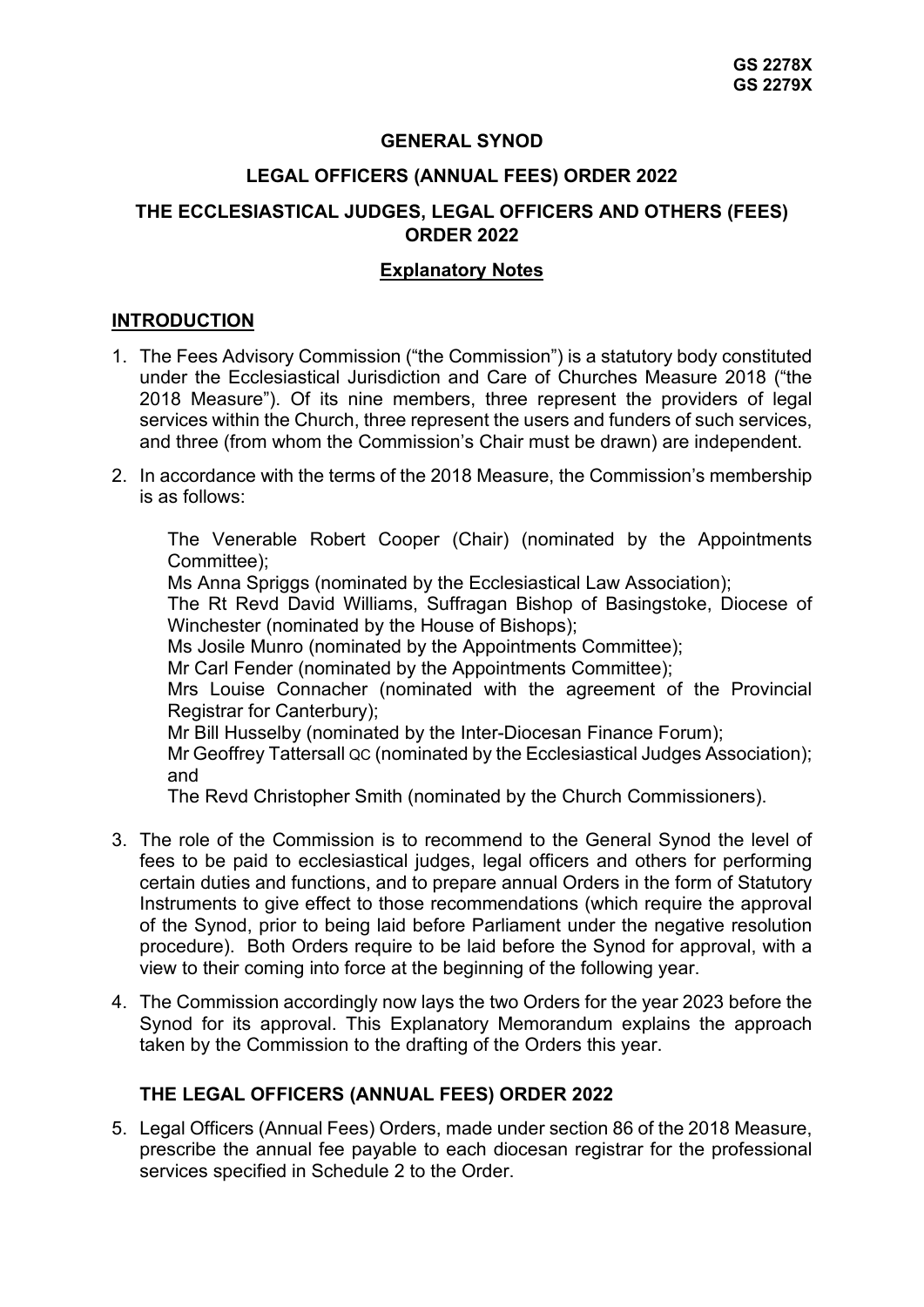**GS 2278X**
**GS 2279X**

# GENERAL SYNOD

## LEGAL OFFICERS (ANNUAL FEES) ORDER 2022

## THE ECCLESIASTICAL JUDGES, LEGAL OFFICERS AND OTHERS (FEES) ORDER 2022

**Explanatory Notes**

## INTRODUCTION

1. The Fees Advisory Commission ("the Commission") is a statutory body constituted under the Ecclesiastical Jurisdiction and Care of Churches Measure 2018 ("the 2018 Measure"). Of its nine members, three represent the providers of legal services within the Church, three represent the users and funders of such services, and three (from whom the Commission's Chair must be drawn) are independent.

2. In accordance with the terms of the 2018 Measure, the Commission's membership is as follows:

   The Venerable Robert Cooper (Chair) (nominated by the Appointments Committee);
   Ms Anna Spriggs (nominated by the Ecclesiastical Law Association);
   The Rt Revd David Williams, Suffragan Bishop of Basingstoke, Diocese of Winchester (nominated by the House of Bishops);
   Ms Josile Munro (nominated by the Appointments Committee);
   Mr Carl Fender (nominated by the Appointments Committee);
   Mrs Louise Connacher (nominated with the agreement of the Provincial Registrar for Canterbury);
   Mr Bill Husselby (nominated by the Inter-Diocesan Finance Forum);
   Mr Geoffrey Tattersall QC (nominated by the Ecclesiastical Judges Association); and
   The Revd Christopher Smith (nominated by the Church Commissioners).

3. The role of the Commission is to recommend to the General Synod the level of fees to be paid to ecclesiastical judges, legal officers and others for performing certain duties and functions, and to prepare annual Orders in the form of Statutory Instruments to give effect to those recommendations (which require the approval of the Synod, prior to being laid before Parliament under the negative resolution procedure). Both Orders require to be laid before the Synod for approval, with a view to their coming into force at the beginning of the following year.

4. The Commission accordingly now lays the two Orders for the year 2023 before the Synod for its approval. This Explanatory Memorandum explains the approach taken by the Commission to the drafting of the Orders this year.

## THE LEGAL OFFICERS (ANNUAL FEES) ORDER 2022

5. Legal Officers (Annual Fees) Orders, made under section 86 of the 2018 Measure, prescribe the annual fee payable to each diocesan registrar for the professional services specified in Schedule 2 to the Order.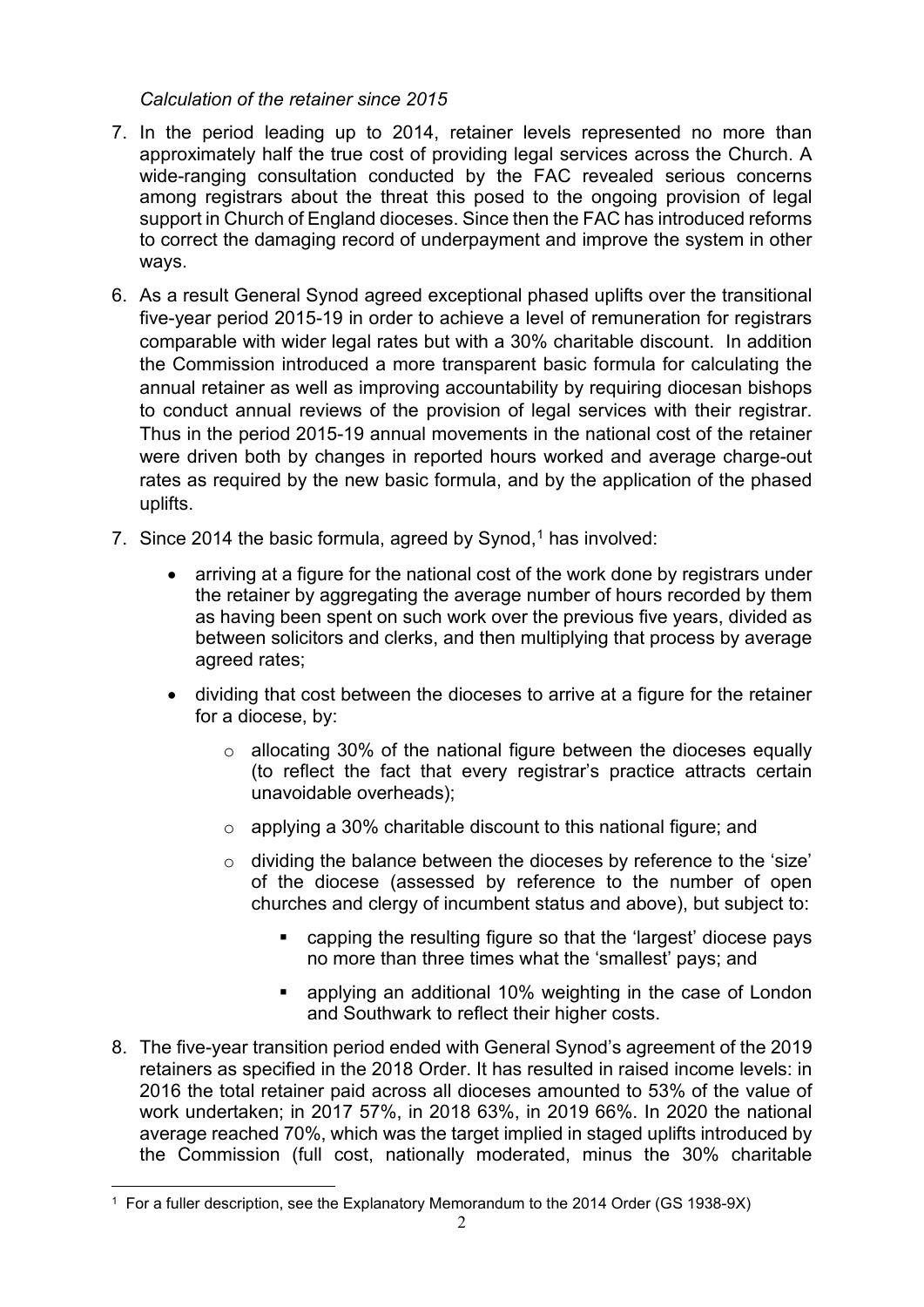*Calculation of the retainer since 2015*

7. In the period leading up to 2014, retainer levels represented no more than approximately half the true cost of providing legal services across the Church. A wide-ranging consultation conducted by the FAC revealed serious concerns among registrars about the threat this posed to the ongoing provision of legal support in Church of England dioceses. Since then the FAC has introduced reforms to correct the damaging record of underpayment and improve the system in other ways.

6. As a result General Synod agreed exceptional phased uplifts over the transitional five-year period 2015-19 in order to achieve a level of remuneration for registrars comparable with wider legal rates but with a 30% charitable discount. In addition the Commission introduced a more transparent basic formula for calculating the annual retainer as well as improving accountability by requiring diocesan bishops to conduct annual reviews of the provision of legal services with their registrar. Thus in the period 2015-19 annual movements in the national cost of the retainer were driven both by changes in reported hours worked and average charge-out rates as required by the new basic formula, and by the application of the phased uplifts.

7. Since 2014 the basic formula, agreed by Synod,[1] has involved:

   - arriving at a figure for the national cost of the work done by registrars under the retainer by aggregating the average number of hours recorded by them as having been spent on such work over the previous five years, divided as between solicitors and clerks, and then multiplying that process by average agreed rates;
   - dividing that cost between the dioceses to arrive at a figure for the retainer for a diocese, by:
     - allocating 30% of the national figure between the dioceses equally (to reflect the fact that every registrar's practice attracts certain unavoidable overheads);
     - applying a 30% charitable discount to this national figure; and
     - dividing the balance between the dioceses by reference to the 'size' of the diocese (assessed by reference to the number of open churches and clergy of incumbent status and above), but subject to:
       - capping the resulting figure so that the 'largest' diocese pays no more than three times what the 'smallest' pays; and
       - applying an additional 10% weighting in the case of London and Southwark to reflect their higher costs.

8. The five-year transition period ended with General Synod's agreement of the 2019 retainers as specified in the 2018 Order. It has resulted in raised income levels: in 2016 the total retainer paid across all dioceses amounted to 53% of the value of work undertaken; in 2017 57%, in 2018 63%, in 2019 66%. In 2020 the national average reached 70%, which was the target implied in staged uplifts introduced by the Commission (full cost, nationally moderated, minus the 30% charitable

---

[1] For a fuller description, see the Explanatory Memorandum to the 2014 Order (GS 1938-9X)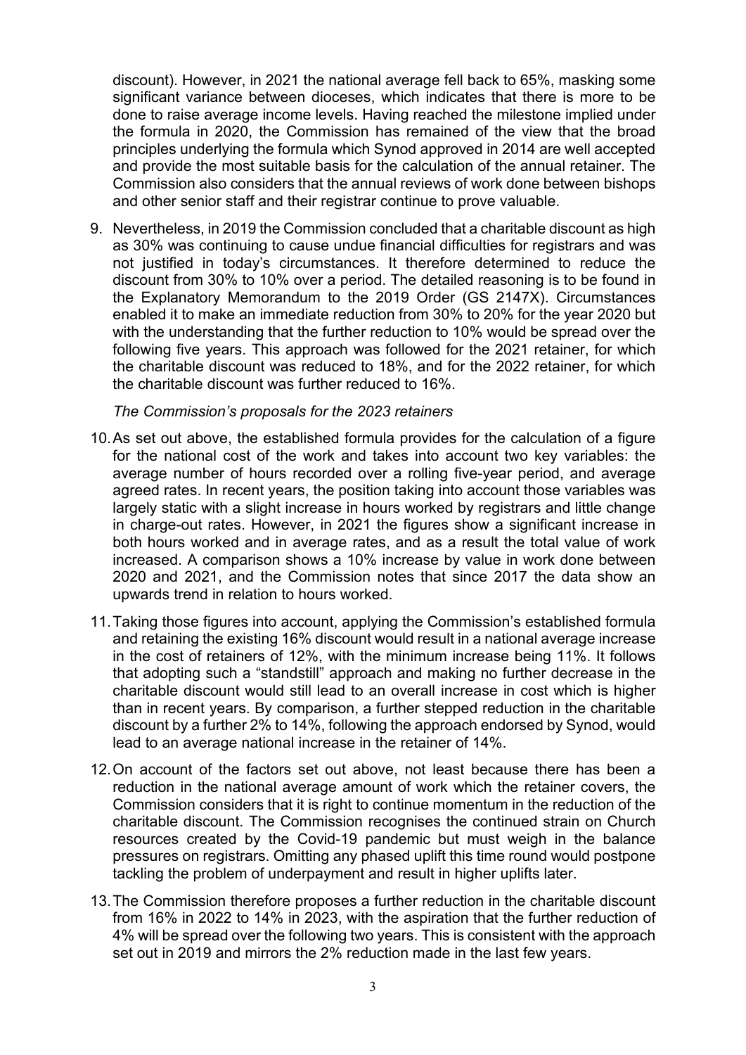discount). However, in 2021 the national average fell back to 65%, masking some significant variance between dioceses, which indicates that there is more to be done to raise average income levels. Having reached the milestone implied under the formula in 2020, the Commission has remained of the view that the broad principles underlying the formula which Synod approved in 2014 are well accepted and provide the most suitable basis for the calculation of the annual retainer. The Commission also considers that the annual reviews of work done between bishops and other senior staff and their registrar continue to prove valuable.

9. Nevertheless, in 2019 the Commission concluded that a charitable discount as high as 30% was continuing to cause undue financial difficulties for registrars and was not justified in today's circumstances. It therefore determined to reduce the discount from 30% to 10% over a period. The detailed reasoning is to be found in the Explanatory Memorandum to the 2019 Order (GS 2147X). Circumstances enabled it to make an immediate reduction from 30% to 20% for the year 2020 but with the understanding that the further reduction to 10% would be spread over the following five years. This approach was followed for the 2021 retainer, for which the charitable discount was reduced to 18%, and for the 2022 retainer, for which the charitable discount was further reduced to 16%.

*The Commission's proposals for the 2023 retainers*

10. As set out above, the established formula provides for the calculation of a figure for the national cost of the work and takes into account two key variables: the average number of hours recorded over a rolling five-year period, and average agreed rates. In recent years, the position taking into account those variables was largely static with a slight increase in hours worked by registrars and little change in charge-out rates. However, in 2021 the figures show a significant increase in both hours worked and in average rates, and as a result the total value of work increased. A comparison shows a 10% increase by value in work done between 2020 and 2021, and the Commission notes that since 2017 the data show an upwards trend in relation to hours worked.

11. Taking those figures into account, applying the Commission's established formula and retaining the existing 16% discount would result in a national average increase in the cost of retainers of 12%, with the minimum increase being 11%. It follows that adopting such a "standstill" approach and making no further decrease in the charitable discount would still lead to an overall increase in cost which is higher than in recent years. By comparison, a further stepped reduction in the charitable discount by a further 2% to 14%, following the approach endorsed by Synod, would lead to an average national increase in the retainer of 14%.

12. On account of the factors set out above, not least because there has been a reduction in the national average amount of work which the retainer covers, the Commission considers that it is right to continue momentum in the reduction of the charitable discount. The Commission recognises the continued strain on Church resources created by the Covid-19 pandemic but must weigh in the balance pressures on registrars. Omitting any phased uplift this time round would postpone tackling the problem of underpayment and result in higher uplifts later.

13. The Commission therefore proposes a further reduction in the charitable discount from 16% in 2022 to 14% in 2023, with the aspiration that the further reduction of 4% will be spread over the following two years. This is consistent with the approach set out in 2019 and mirrors the 2% reduction made in the last few years.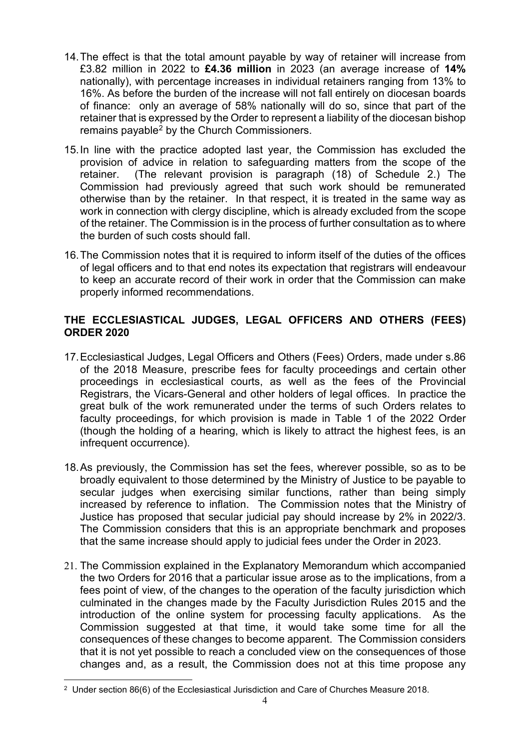14. The effect is that the total amount payable by way of retainer will increase from £3.82 million in 2022 to **£4.36 million** in 2023 (an average increase of **14%** nationally), with percentage increases in individual retainers ranging from 13% to 16%. As before the burden of the increase will not fall entirely on diocesan boards of finance: only an average of 58% nationally will do so, since that part of the retainer that is expressed by the Order to represent a liability of the diocesan bishop remains payable[2] by the Church Commissioners.

15. In line with the practice adopted last year, the Commission has excluded the provision of advice in relation to safeguarding matters from the scope of the retainer. (The relevant provision is paragraph (18) of Schedule 2.) The Commission had previously agreed that such work should be remunerated otherwise than by the retainer. In that respect, it is treated in the same way as work in connection with clergy discipline, which is already excluded from the scope of the retainer. The Commission is in the process of further consultation as to where the burden of such costs should fall.

16. The Commission notes that it is required to inform itself of the duties of the offices of legal officers and to that end notes its expectation that registrars will endeavour to keep an accurate record of their work in order that the Commission can make properly informed recommendations.

## THE ECCLESIASTICAL JUDGES, LEGAL OFFICERS AND OTHERS (FEES) ORDER 2020

17. Ecclesiastical Judges, Legal Officers and Others (Fees) Orders, made under s.86 of the 2018 Measure, prescribe fees for faculty proceedings and certain other proceedings in ecclesiastical courts, as well as the fees of the Provincial Registrars, the Vicars-General and other holders of legal offices. In practice the great bulk of the work remunerated under the terms of such Orders relates to faculty proceedings, for which provision is made in Table 1 of the 2022 Order (though the holding of a hearing, which is likely to attract the highest fees, is an infrequent occurrence).

18. As previously, the Commission has set the fees, wherever possible, so as to be broadly equivalent to those determined by the Ministry of Justice to be payable to secular judges when exercising similar functions, rather than being simply increased by reference to inflation. The Commission notes that the Ministry of Justice has proposed that secular judicial pay should increase by 2% in 2022/3. The Commission considers that this is an appropriate benchmark and proposes that the same increase should apply to judicial fees under the Order in 2023.

21. The Commission explained in the Explanatory Memorandum which accompanied the two Orders for 2016 that a particular issue arose as to the implications, from a fees point of view, of the changes to the operation of the faculty jurisdiction which culminated in the changes made by the Faculty Jurisdiction Rules 2015 and the introduction of the online system for processing faculty applications. As the Commission suggested at that time, it would take some time for all the consequences of these changes to become apparent. The Commission considers that it is not yet possible to reach a concluded view on the consequences of those changes and, as a result, the Commission does not at this time propose any

[2] Under section 86(6) of the Ecclesiastical Jurisdiction and Care of Churches Measure 2018.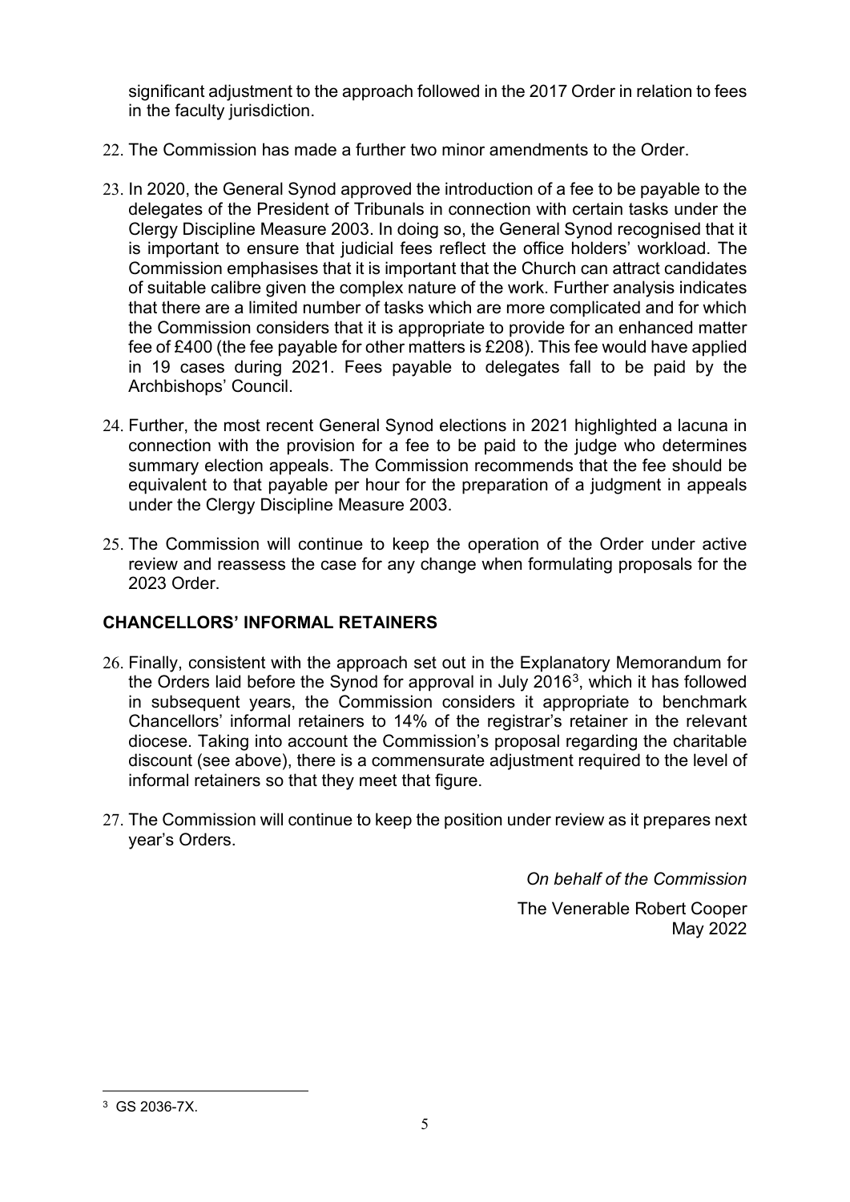significant adjustment to the approach followed in the 2017 Order in relation to fees in the faculty jurisdiction.

22. The Commission has made a further two minor amendments to the Order.

23. In 2020, the General Synod approved the introduction of a fee to be payable to the delegates of the President of Tribunals in connection with certain tasks under the Clergy Discipline Measure 2003. In doing so, the General Synod recognised that it is important to ensure that judicial fees reflect the office holders' workload. The Commission emphasises that it is important that the Church can attract candidates of suitable calibre given the complex nature of the work. Further analysis indicates that there are a limited number of tasks which are more complicated and for which the Commission considers that it is appropriate to provide for an enhanced matter fee of £400 (the fee payable for other matters is £208). This fee would have applied in 19 cases during 2021. Fees payable to delegates fall to be paid by the Archbishops' Council.

24. Further, the most recent General Synod elections in 2021 highlighted a lacuna in connection with the provision for a fee to be paid to the judge who determines summary election appeals. The Commission recommends that the fee should be equivalent to that payable per hour for the preparation of a judgment in appeals under the Clergy Discipline Measure 2003.

25. The Commission will continue to keep the operation of the Order under active review and reassess the case for any change when formulating proposals for the 2023 Order.

## CHANCELLORS' INFORMAL RETAINERS

26. Finally, consistent with the approach set out in the Explanatory Memorandum for the Orders laid before the Synod for approval in July 2016[3], which it has followed in subsequent years, the Commission considers it appropriate to benchmark Chancellors' informal retainers to 14% of the registrar's retainer in the relevant diocese. Taking into account the Commission's proposal regarding the charitable discount (see above), there is a commensurate adjustment required to the level of informal retainers so that they meet that figure.

27. The Commission will continue to keep the position under review as it prepares next year's Orders.

*On behalf of the Commission*

The Venerable Robert Cooper
May 2022

[3] GS 2036-7X.